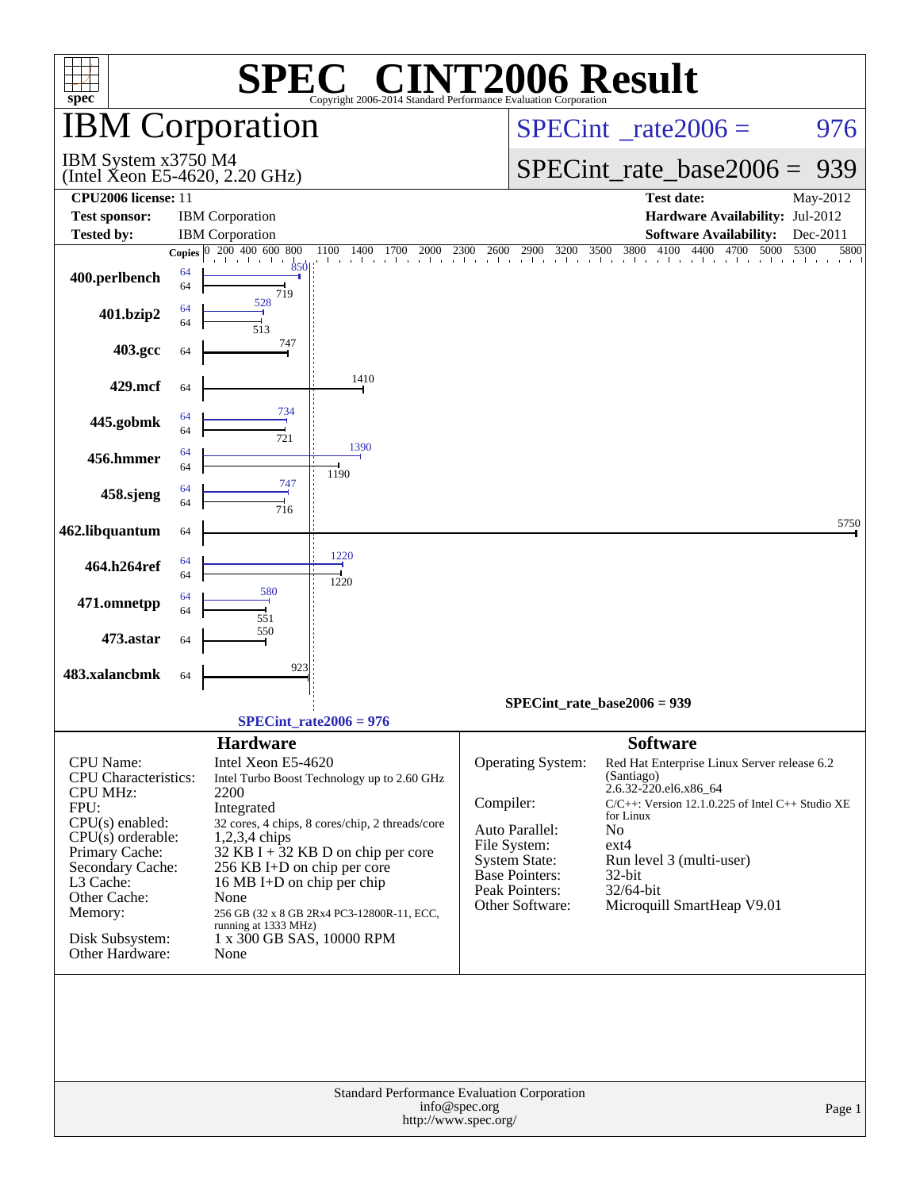# SPEC® CINT2006 Result

Copyright 2006-2014 Standard Performance Evaluation Corporation

## IBM Corporation

IBM System x3750 M4
(Intel Xeon E5-4620, 2.20 GHz)

SPECint_rate2006 = 976

SPECint_rate_base2006 = 939

| | | | |
|---|---|---|---|
| **CPU2006 license:** | 11 | **Test date:** | May-2012 |
| **Test sponsor:** | IBM Corporation | **Hardware Availability:** | Jul-2012 |
| **Tested by:** | IBM Corporation | **Software Availability:** | Dec-2011 |

| Benchmark | Copies (peak) | Peak | Copies (base) | Base |
|---|---|---|---|---|
| 400.perlbench | 64 | 850 | 64 | 719 |
| 401.bzip2 | 64 | 528 | 64 | 513 |
| 403.gcc | | | 64 | 747 |
| 429.mcf | | | 64 | 1410 |
| 445.gobmk | 64 | 734 | 64 | 721 |
| 456.hmmer | 64 | 1390 | 64 | 1190 |
| 458.sjeng | 64 | 747 | 64 | 716 |
| 462.libquantum | | | 64 | 5750 |
| 464.h264ref | 64 | 1220 | 64 | 1220 |
| 471.omnetpp | 64 | 580 | 64 | 551 |
| 473.astar | | | 64 | 550 |
| 483.xalancbmk | | | 64 | 923 |

SPECint_rate_base2006 = 939

SPECint_rate2006 = 976

## Hardware

| | |
|---|---|
| CPU Name: | Intel Xeon E5-4620 |
| CPU Characteristics: | Intel Turbo Boost Technology up to 2.60 GHz |
| CPU MHz: | 2200 |
| FPU: | Integrated |
| CPU(s) enabled: | 32 cores, 4 chips, 8 cores/chip, 2 threads/core |
| CPU(s) orderable: | 1,2,3,4 chips |
| Primary Cache: | 32 KB I + 32 KB D on chip per core |
| Secondary Cache: | 256 KB I+D on chip per core |
| L3 Cache: | 16 MB I+D on chip per chip |
| Other Cache: | None |
| Memory: | 256 GB (32 x 8 GB 2Rx4 PC3-12800R-11, ECC, running at 1333 MHz) |
| Disk Subsystem: | 1 x 300 GB SAS, 10000 RPM |
| Other Hardware: | None |

## Software

| | |
|---|---|
| Operating System: | Red Hat Enterprise Linux Server release 6.2 (Santiago) 2.6.32-220.el6.x86_64 |
| Compiler: | C/C++: Version 12.1.0.225 of Intel C++ Studio XE for Linux |
| Auto Parallel: | No |
| File System: | ext4 |
| System State: | Run level 3 (multi-user) |
| Base Pointers: | 32-bit |
| Peak Pointers: | 32/64-bit |
| Other Software: | Microquill SmartHeap V9.01 |

Standard Performance Evaluation Corporation
info@spec.org
http://www.spec.org/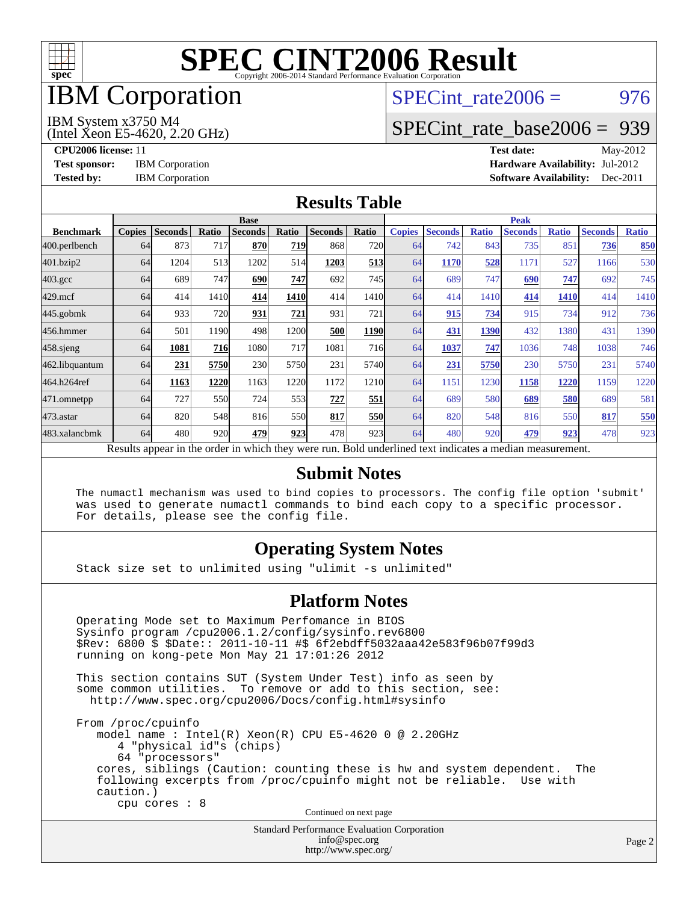# SPEC CINT2006 Result

Copyright 2006-2014 Standard Performance Evaluation Corporation

# IBM Corporation

IBM System x3750 M4
(Intel Xeon E5-4620, 2.20 GHz)

SPECint_rate2006 = 976

SPECint_rate_base2006 = 939

**CPU2006 license:** 11
**Test sponsor:** IBM Corporation
**Tested by:** IBM Corporation

**Test date:** May-2012
**Hardware Availability:** Jul-2012
**Software Availability:** Dec-2011

## Results Table

| | Base | | | | | | | Peak | | | | | | |
|---|---|---|---|---|---|---|---|---|---|---|---|---|---|---|
| **Benchmark** | **Copies** | **Seconds** | **Ratio** | **Seconds** | **Ratio** | **Seconds** | **Ratio** | **Copies** | **Seconds** | **Ratio** | **Seconds** | **Ratio** | **Seconds** | **Ratio** |
| 400.perlbench | 64 | 873 | 717 | **870** | **719** | 868 | 720 | 64 | 742 | 843 | 735 | 851 | **736** | **850** |
| 401.bzip2 | 64 | 1204 | 513 | 1202 | 514 | **1203** | **513** | 64 | **1170** | **528** | 1171 | 527 | 1166 | 530 |
| 403.gcc | 64 | 689 | 747 | **690** | **747** | 692 | 745 | 64 | 689 | 747 | **690** | **747** | 692 | 745 |
| 429.mcf | 64 | 414 | 1410 | **414** | **1410** | 414 | 1410 | 64 | 414 | 1410 | **414** | **1410** | 414 | 1410 |
| 445.gobmk | 64 | 933 | 720 | **931** | **721** | 931 | 721 | 64 | **915** | **734** | 915 | 734 | 912 | 736 |
| 456.hmmer | 64 | 501 | 1190 | 498 | 1200 | **500** | **1190** | 64 | **431** | **1390** | 432 | 1380 | 431 | 1390 |
| 458.sjeng | 64 | **1081** | **716** | 1080 | 717 | 1081 | 716 | 64 | **1037** | **747** | 1036 | 748 | 1038 | 746 |
| 462.libquantum | 64 | **231** | **5750** | 230 | 5750 | 231 | 5740 | 64 | **231** | **5750** | 230 | 5750 | 231 | 5740 |
| 464.h264ref | 64 | **1163** | **1220** | 1163 | 1220 | 1172 | 1210 | 64 | 1151 | 1230 | **1158** | **1220** | 1159 | 1220 |
| 471.omnetpp | 64 | 727 | 550 | 724 | 553 | **727** | **551** | 64 | 689 | 580 | **689** | **580** | 689 | 581 |
| 473.astar | 64 | 820 | 548 | 816 | 550 | **817** | **550** | 64 | 820 | 548 | 816 | 550 | **817** | **550** |
| 483.xalancbmk | 64 | 480 | 920 | **479** | **923** | 478 | 923 | 64 | 480 | 920 | **479** | **923** | 478 | 923 |

Results appear in the order in which they were run. Bold underlined text indicates a median measurement.

## Submit Notes

```
The numactl mechanism was used to bind copies to processors. The config file option 'submit'
was used to generate numactl commands to bind each copy to a specific processor.
For details, please see the config file.
```

## Operating System Notes

```
Stack size set to unlimited using "ulimit -s unlimited"
```

## Platform Notes

```
Operating Mode set to Maximum Perfomance in BIOS
Sysinfo program /cpu2006.1.2/config/sysinfo.rev6800
$Rev: 6800 $ $Date:: 2011-10-11 #$ 6f2ebdff5032aaa42e583f96b07f99d3
running on kong-pete Mon May 21 17:01:26 2012

This section contains SUT (System Under Test) info as seen by
some common utilities.  To remove or add to this section, see:
  http://www.spec.org/cpu2006/Docs/config.html#sysinfo

From /proc/cpuinfo
   model name : Intel(R) Xeon(R) CPU E5-4620 0 @ 2.20GHz
      4 "physical id"s (chips)
      64 "processors"
   cores, siblings (Caution: counting these is hw and system dependent.  The
   following excerpts from /proc/cpuinfo might not be reliable.  Use with
   caution.)
      cpu cores : 8
```

Continued on next page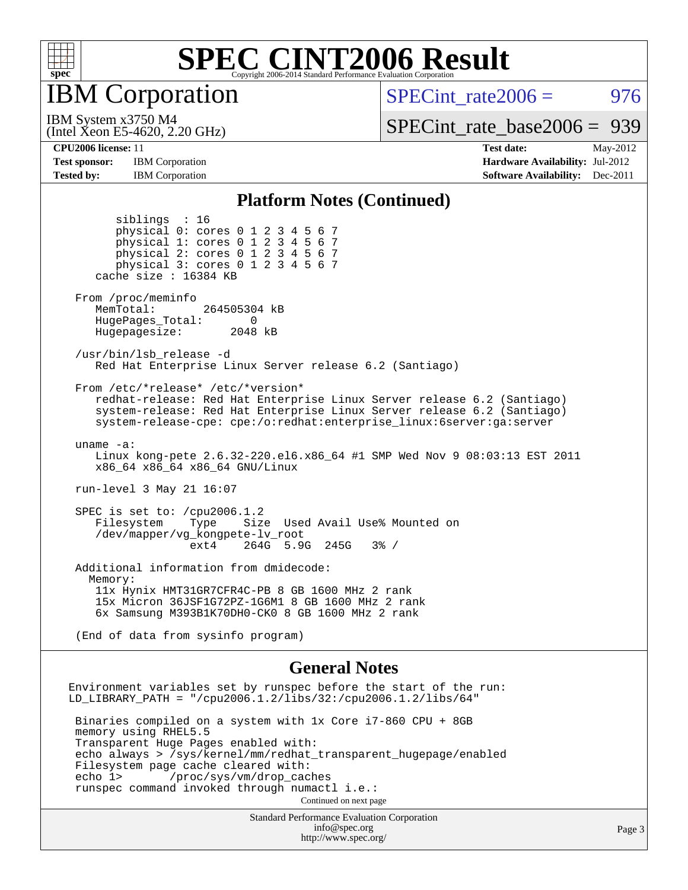# SPEC CINT2006 Result

Copyright 2006-2014 Standard Performance Evaluation Corporation

## IBM Corporation

IBM System x3750 M4
(Intel Xeon E5-4620, 2.20 GHz)

SPECint_rate2006 = 976

SPECint_rate_base2006 = 939

**CPU2006 license:** 11
**Test sponsor:** IBM Corporation
**Tested by:** IBM Corporation

**Test date:** May-2012
**Hardware Availability:** Jul-2012
**Software Availability:** Dec-2011

### Platform Notes (Continued)

```
        siblings  : 16
        physical 0: cores 0 1 2 3 4 5 6 7
        physical 1: cores 0 1 2 3 4 5 6 7
        physical 2: cores 0 1 2 3 4 5 6 7
        physical 3: cores 0 1 2 3 4 5 6 7
     cache size : 16384 KB

  From /proc/meminfo
     MemTotal:       264505304 kB
     HugePages_Total:       0
     Hugepagesize:       2048 kB

  /usr/bin/lsb_release -d
     Red Hat Enterprise Linux Server release 6.2 (Santiago)

  From /etc/*release* /etc/*version*
     redhat-release: Red Hat Enterprise Linux Server release 6.2 (Santiago)
     system-release: Red Hat Enterprise Linux Server release 6.2 (Santiago)
     system-release-cpe: cpe:/o:redhat:enterprise_linux:6server:ga:server

  uname -a:
     Linux kong-pete 2.6.32-220.el6.x86_64 #1 SMP Wed Nov 9 08:03:13 EST 2011
     x86_64 x86_64 x86_64 GNU/Linux

  run-level 3 May 21 16:07

  SPEC is set to: /cpu2006.1.2
     Filesystem    Type    Size  Used Avail Use% Mounted on
     /dev/mapper/vg_kongpete-lv_root
                   ext4    264G  5.9G  245G   3% /

  Additional information from dmidecode:
    Memory:
     11x Hynix HMT31GR7CFR4C-PB 8 GB 1600 MHz 2 rank
     15x Micron 36JSF1G72PZ-1G6M1 8 GB 1600 MHz 2 rank
     6x Samsung M393B1K70DH0-CK0 8 GB 1600 MHz 2 rank

  (End of data from sysinfo program)
```

### General Notes

```
Environment variables set by runspec before the start of the run:
LD_LIBRARY_PATH = "/cpu2006.1.2/libs/32:/cpu2006.1.2/libs/64"

 Binaries compiled on a system with 1x Core i7-860 CPU + 8GB
 memory using RHEL5.5
 Transparent Huge Pages enabled with:
 echo always > /sys/kernel/mm/redhat_transparent_hugepage/enabled
 Filesystem page cache cleared with:
 echo 1>       /proc/sys/vm/drop_caches
 runspec command invoked through numactl i.e.:
```

Continued on next page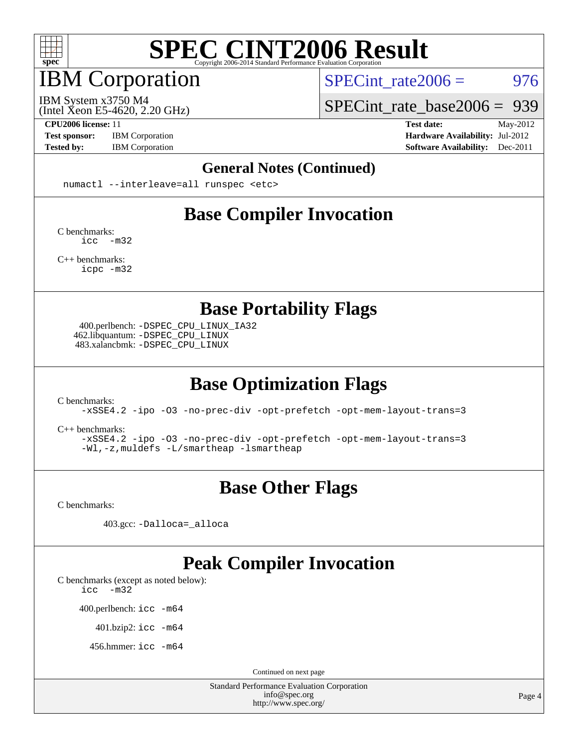# SPEC CINT2006 Result

Copyright 2006-2014 Standard Performance Evaluation Corporation

# IBM Corporation

IBM System x3750 M4
(Intel Xeon E5-4620, 2.20 GHz)

SPECint_rate2006 = 976

SPECint_rate_base2006 = 939

**CPU2006 license:** 11
**Test sponsor:** IBM Corporation
**Tested by:** IBM Corporation

**Test date:** May-2012
**Hardware Availability:** Jul-2012
**Software Availability:** Dec-2011

## General Notes (Continued)

```
numactl --interleave=all runspec <etc>
```

## Base Compiler Invocation

C benchmarks:
```
icc  -m32
```

C++ benchmarks:
```
icpc -m32
```

## Base Portability Flags

400.perlbench: `-DSPEC_CPU_LINUX_IA32`
462.libquantum: `-DSPEC_CPU_LINUX`
483.xalancbmk: `-DSPEC_CPU_LINUX`

## Base Optimization Flags

C benchmarks:
```
-xSSE4.2 -ipo -O3 -no-prec-div -opt-prefetch -opt-mem-layout-trans=3
```

C++ benchmarks:
```
-xSSE4.2 -ipo -O3 -no-prec-div -opt-prefetch -opt-mem-layout-trans=3
-Wl,-z,muldefs -L/smartheap -lsmartheap
```

## Base Other Flags

C benchmarks:

403.gcc: `-Dalloca=_alloca`

## Peak Compiler Invocation

C benchmarks (except as noted below):
```
icc  -m32
```

400.perlbench: `icc -m64`

401.bzip2: `icc -m64`

456.hmmer: `icc -m64`

Continued on next page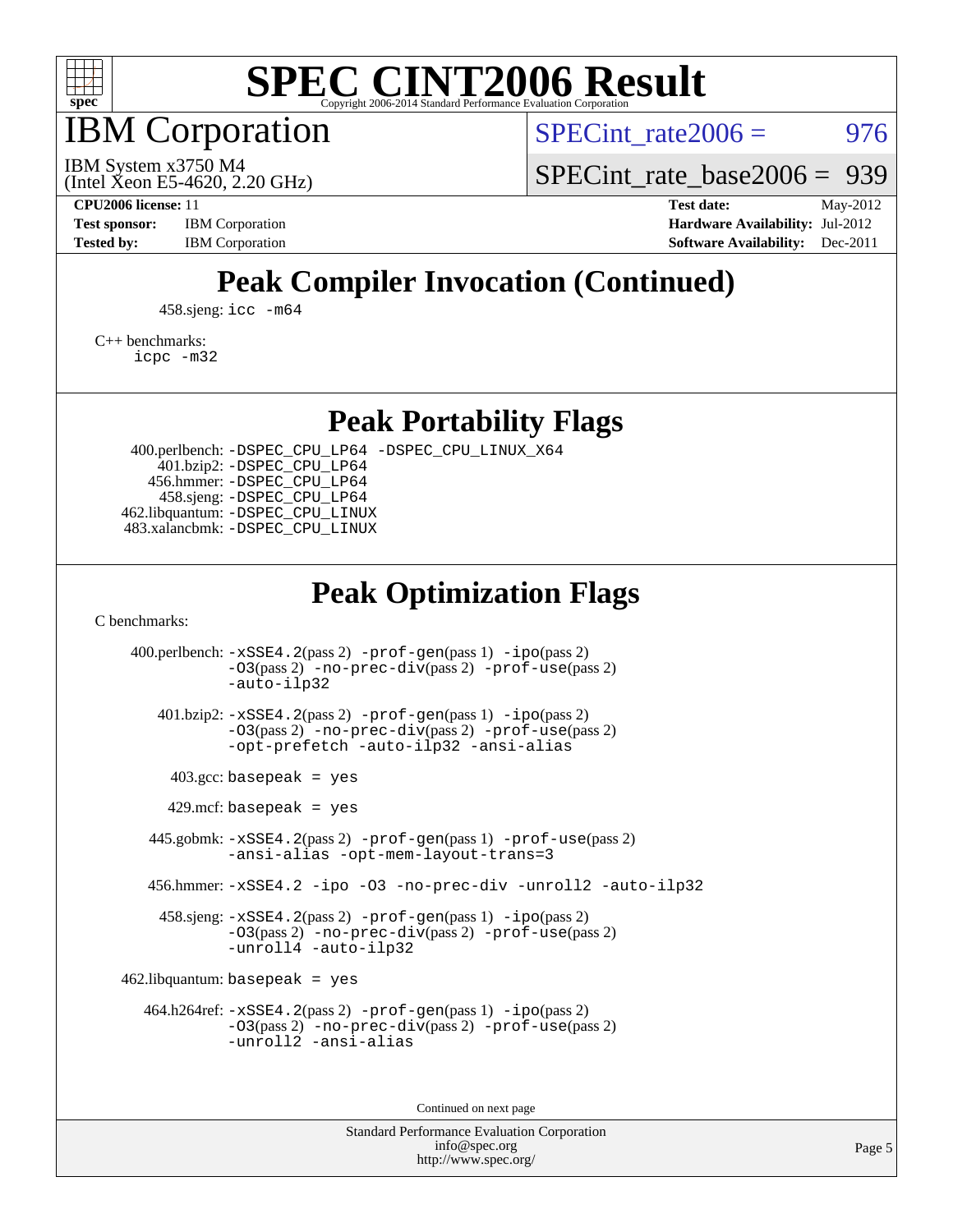# SPEC CINT2006 Result

Copyright 2006-2014 Standard Performance Evaluation Corporation

# IBM Corporation

IBM System x3750 M4
(Intel Xeon E5-4620, 2.20 GHz)

SPECint_rate2006 = 976

SPECint_rate_base2006 = 939

**CPU2006 license:** 11
**Test sponsor:** IBM Corporation
**Tested by:** IBM Corporation

**Test date:** May-2012
**Hardware Availability:** Jul-2012
**Software Availability:** Dec-2011

## Peak Compiler Invocation (Continued)

458.sjeng: icc -m64

C++ benchmarks:
icpc -m32

## Peak Portability Flags

400.perlbench: -DSPEC_CPU_LP64 -DSPEC_CPU_LINUX_X64
401.bzip2: -DSPEC_CPU_LP64
456.hmmer: -DSPEC_CPU_LP64
458.sjeng: -DSPEC_CPU_LP64
462.libquantum: -DSPEC_CPU_LINUX
483.xalancbmk: -DSPEC_CPU_LINUX

## Peak Optimization Flags

C benchmarks:

400.perlbench: -xSSE4.2(pass 2) -prof-gen(pass 1) -ipo(pass 2) -O3(pass 2) -no-prec-div(pass 2) -prof-use(pass 2) -auto-ilp32

401.bzip2: -xSSE4.2(pass 2) -prof-gen(pass 1) -ipo(pass 2) -O3(pass 2) -no-prec-div(pass 2) -prof-use(pass 2) -opt-prefetch -auto-ilp32 -ansi-alias

403.gcc: basepeak = yes

429.mcf: basepeak = yes

445.gobmk: -xSSE4.2(pass 2) -prof-gen(pass 1) -prof-use(pass 2) -ansi-alias -opt-mem-layout-trans=3

456.hmmer: -xSSE4.2 -ipo -O3 -no-prec-div -unroll2 -auto-ilp32

458.sjeng: -xSSE4.2(pass 2) -prof-gen(pass 1) -ipo(pass 2) -O3(pass 2) -no-prec-div(pass 2) -prof-use(pass 2) -unroll4 -auto-ilp32

462.libquantum: basepeak = yes

464.h264ref: -xSSE4.2(pass 2) -prof-gen(pass 1) -ipo(pass 2) -O3(pass 2) -no-prec-div(pass 2) -prof-use(pass 2) -unroll2 -ansi-alias

Continued on next page

Standard Performance Evaluation Corporation
info@spec.org
http://www.spec.org/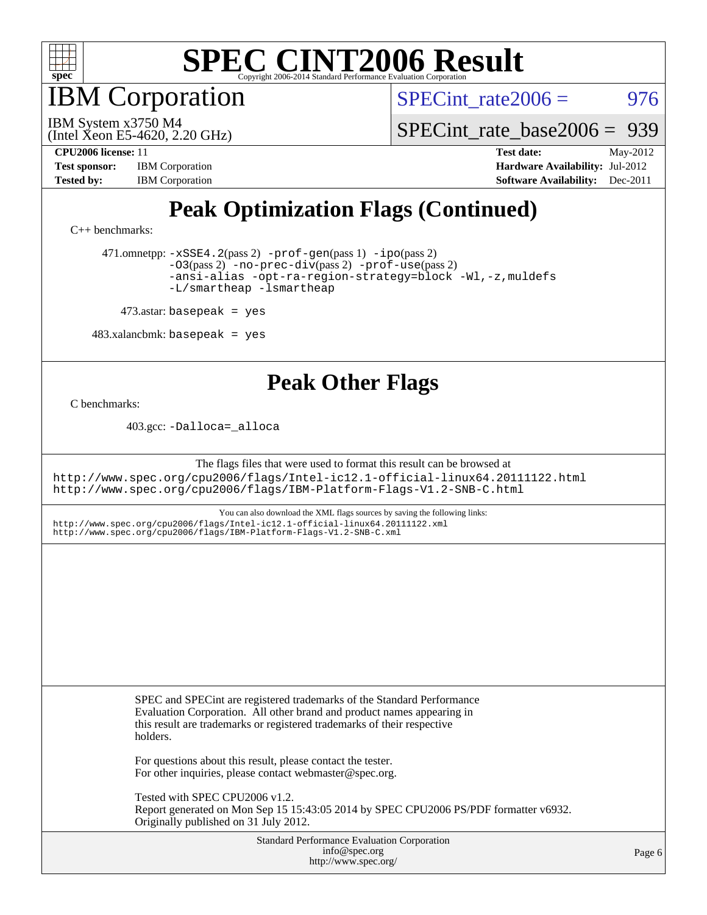# SPEC CINT2006 Result

Copyright 2006-2014 Standard Performance Evaluation Corporation

## IBM Corporation

IBM System x3750 M4
(Intel Xeon E5-4620, 2.20 GHz)

SPECint_rate2006 = 976

SPECint_rate_base2006 = 939

**CPU2006 license:** 11
**Test sponsor:** IBM Corporation
**Tested by:** IBM Corporation

**Test date:** May-2012
**Hardware Availability:** Jul-2012
**Software Availability:** Dec-2011

## Peak Optimization Flags (Continued)

C++ benchmarks:

471.omnetpp: -xSSE4.2(pass 2) -prof-gen(pass 1) -ipo(pass 2) -O3(pass 2) -no-prec-div(pass 2) -prof-use(pass 2) -ansi-alias -opt-ra-region-strategy=block -Wl,-z,muldefs -L/smartheap -lsmartheap

473.astar: basepeak = yes

483.xalancbmk: basepeak = yes

## Peak Other Flags

C benchmarks:

403.gcc: -Dalloca=_alloca

The flags files that were used to format this result can be browsed at
http://www.spec.org/cpu2006/flags/Intel-ic12.1-official-linux64.20111122.html
http://www.spec.org/cpu2006/flags/IBM-Platform-Flags-V1.2-SNB-C.html

You can also download the XML flags sources by saving the following links:
http://www.spec.org/cpu2006/flags/Intel-ic12.1-official-linux64.20111122.xml
http://www.spec.org/cpu2006/flags/IBM-Platform-Flags-V1.2-SNB-C.xml

SPEC and SPECint are registered trademarks of the Standard Performance Evaluation Corporation. All other brand and product names appearing in this result are trademarks or registered trademarks of their respective holders.

For questions about this result, please contact the tester.
For other inquiries, please contact webmaster@spec.org.

Tested with SPEC CPU2006 v1.2.
Report generated on Mon Sep 15 15:43:05 2014 by SPEC CPU2006 PS/PDF formatter v6932.
Originally published on 31 July 2012.

Standard Performance Evaluation Corporation
info@spec.org
http://www.spec.org/